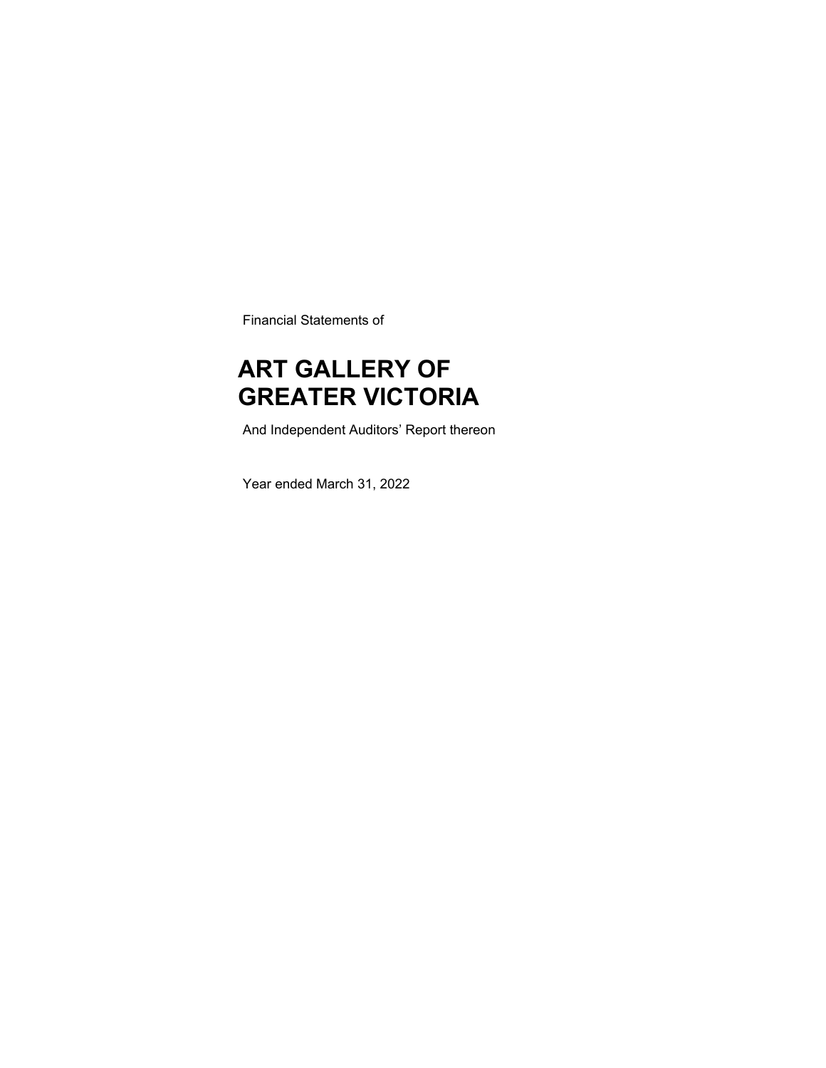Financial Statements of

# ART GALLERY OF GREATER VICTORIA

And Independent Auditors' Report thereon

Year ended March 31, 2022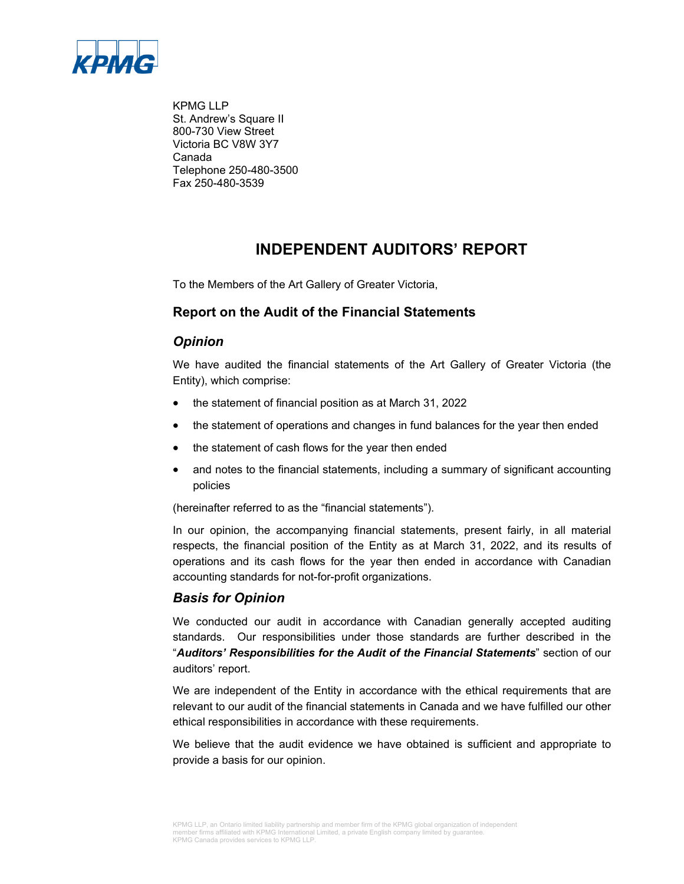KPMG LLP
St. Andrew's Square II
800-730 View Street
Victoria BC V8W 3Y7
Canada
Telephone 250-480-3500
Fax 250-480-3539

# INDEPENDENT AUDITORS' REPORT

To the Members of the Art Gallery of Greater Victoria,

## Report on the Audit of the Financial Statements

### *Opinion*

We have audited the financial statements of the Art Gallery of Greater Victoria (the Entity), which comprise:

- the statement of financial position as at March 31, 2022
- the statement of operations and changes in fund balances for the year then ended
- the statement of cash flows for the year then ended
- and notes to the financial statements, including a summary of significant accounting policies

(hereinafter referred to as the "financial statements").

In our opinion, the accompanying financial statements, present fairly, in all material respects, the financial position of the Entity as at March 31, 2022, and its results of operations and its cash flows for the year then ended in accordance with Canadian accounting standards for not-for-profit organizations.

### *Basis for Opinion*

We conducted our audit in accordance with Canadian generally accepted auditing standards. Our responsibilities under those standards are further described in the "***Auditors' Responsibilities for the Audit of the Financial Statements***" section of our auditors' report.

We are independent of the Entity in accordance with the ethical requirements that are relevant to our audit of the financial statements in Canada and we have fulfilled our other ethical responsibilities in accordance with these requirements.

We believe that the audit evidence we have obtained is sufficient and appropriate to provide a basis for our opinion.

KPMG LLP, an Ontario limited liability partnership and member firm of the KPMG global organization of independent member firms affiliated with KPMG International Limited, a private English company limited by guarantee. KPMG Canada provides services to KPMG LLP.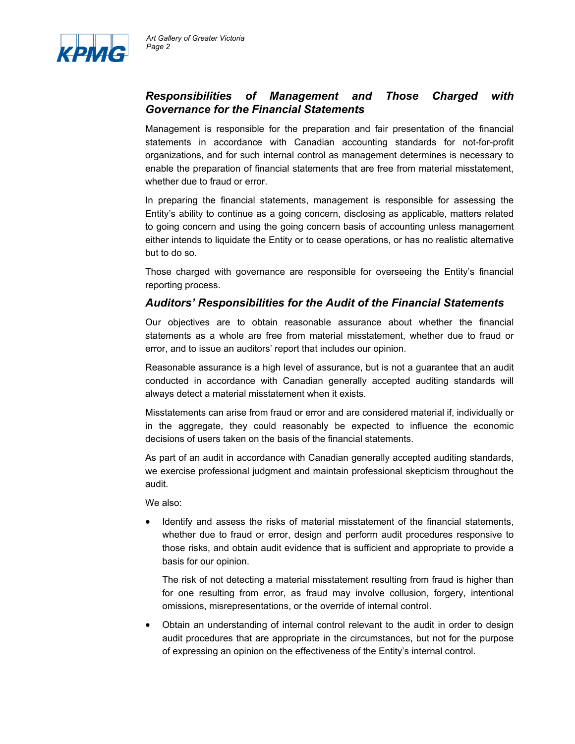### *Responsibilities of Management and Those Charged with Governance for the Financial Statements*

Management is responsible for the preparation and fair presentation of the financial statements in accordance with Canadian accounting standards for not-for-profit organizations, and for such internal control as management determines is necessary to enable the preparation of financial statements that are free from material misstatement, whether due to fraud or error.

In preparing the financial statements, management is responsible for assessing the Entity's ability to continue as a going concern, disclosing as applicable, matters related to going concern and using the going concern basis of accounting unless management either intends to liquidate the Entity or to cease operations, or has no realistic alternative but to do so.

Those charged with governance are responsible for overseeing the Entity's financial reporting process.

### *Auditors' Responsibilities for the Audit of the Financial Statements*

Our objectives are to obtain reasonable assurance about whether the financial statements as a whole are free from material misstatement, whether due to fraud or error, and to issue an auditors' report that includes our opinion.

Reasonable assurance is a high level of assurance, but is not a guarantee that an audit conducted in accordance with Canadian generally accepted auditing standards will always detect a material misstatement when it exists.

Misstatements can arise from fraud or error and are considered material if, individually or in the aggregate, they could reasonably be expected to influence the economic decisions of users taken on the basis of the financial statements.

As part of an audit in accordance with Canadian generally accepted auditing standards, we exercise professional judgment and maintain professional skepticism throughout the audit.

We also:

- Identify and assess the risks of material misstatement of the financial statements, whether due to fraud or error, design and perform audit procedures responsive to those risks, and obtain audit evidence that is sufficient and appropriate to provide a basis for our opinion.

  The risk of not detecting a material misstatement resulting from fraud is higher than for one resulting from error, as fraud may involve collusion, forgery, intentional omissions, misrepresentations, or the override of internal control.

- Obtain an understanding of internal control relevant to the audit in order to design audit procedures that are appropriate in the circumstances, but not for the purpose of expressing an opinion on the effectiveness of the Entity's internal control.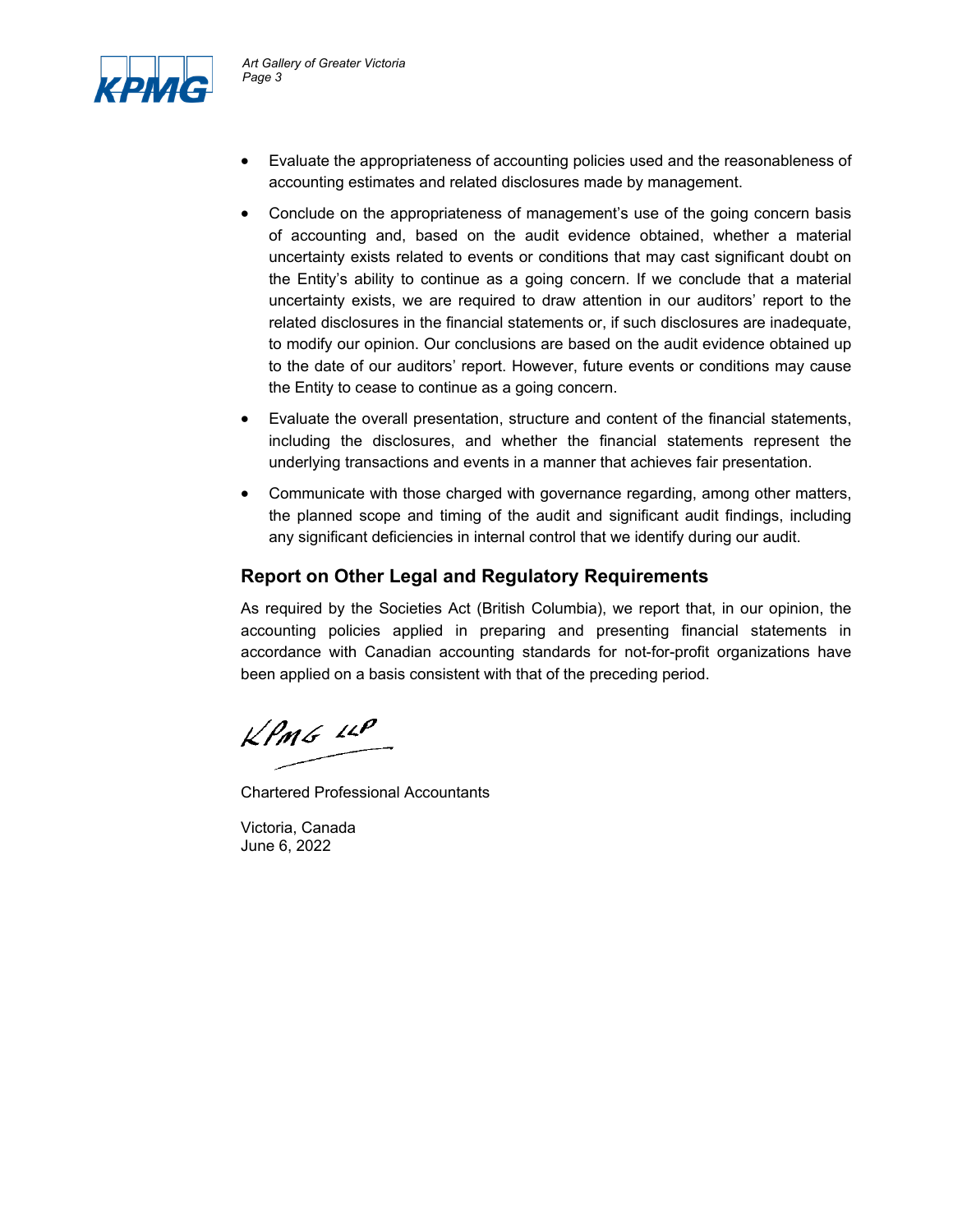- Evaluate the appropriateness of accounting policies used and the reasonableness of accounting estimates and related disclosures made by management.

- Conclude on the appropriateness of management's use of the going concern basis of accounting and, based on the audit evidence obtained, whether a material uncertainty exists related to events or conditions that may cast significant doubt on the Entity's ability to continue as a going concern. If we conclude that a material uncertainty exists, we are required to draw attention in our auditors' report to the related disclosures in the financial statements or, if such disclosures are inadequate, to modify our opinion. Our conclusions are based on the audit evidence obtained up to the date of our auditors' report. However, future events or conditions may cause the Entity to cease to continue as a going concern.

- Evaluate the overall presentation, structure and content of the financial statements, including the disclosures, and whether the financial statements represent the underlying transactions and events in a manner that achieves fair presentation.

- Communicate with those charged with governance regarding, among other matters, the planned scope and timing of the audit and significant audit findings, including any significant deficiencies in internal control that we identify during our audit.

## Report on Other Legal and Regulatory Requirements

As required by the Societies Act (British Columbia), we report that, in our opinion, the accounting policies applied in preparing and presenting financial statements in accordance with Canadian accounting standards for not-for-profit organizations have been applied on a basis consistent with that of the preceding period.

KPMG LLP

Chartered Professional Accountants

Victoria, Canada
June 6, 2022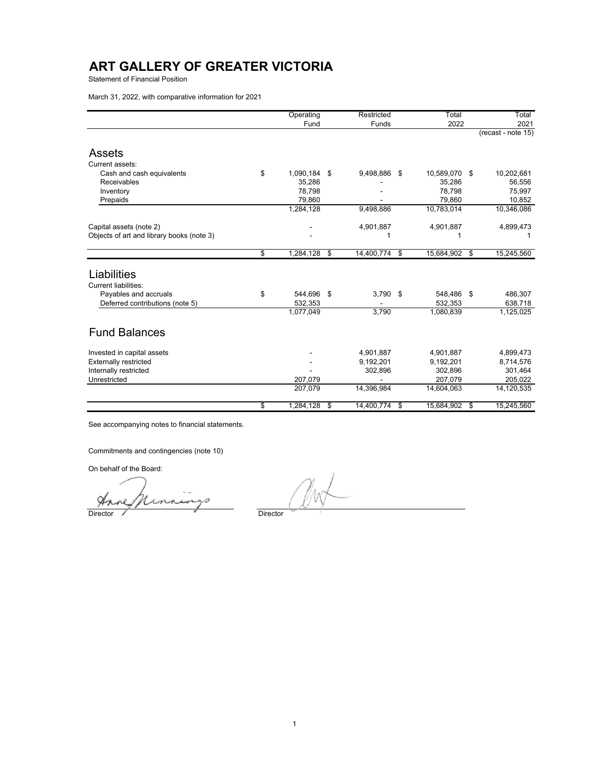# ART GALLERY OF GREATER VICTORIA

Statement of Financial Position

March 31, 2022, with comparative information for 2021

| | Operating Fund | Restricted Funds | Total 2022 | Total 2021 (recast - note 15) |
|---|---|---|---|---|
| **Assets** | | | | |
| Current assets: | | | | |
| Cash and cash equivalents | $ 1,090,184 | $ 9,498,886 | $ 10,589,070 | $ 10,202,681 |
| Receivables | 35,286 | - | 35,286 | 56,556 |
| Inventory | 78,798 | - | 78,798 | 75,997 |
| Prepaids | 79,860 | - | 79,860 | 10,852 |
| | 1,284,128 | 9,498,886 | 10,783,014 | 10,346,086 |
| Capital assets (note 2) | - | 4,901,887 | 4,901,887 | 4,899,473 |
| Objects of art and library books (note 3) | - | 1 | 1 | 1 |
| | $ 1,284,128 | $ 14,400,774 | $ 15,684,902 | $ 15,245,560 |
| **Liabilities** | | | | |
| Current liabilities: | | | | |
| Payables and accruals | $ 544,696 | $ 3,790 | $ 548,486 | $ 486,307 |
| Deferred contributions (note 5) | 532,353 | - | 532,353 | 638,718 |
| | 1,077,049 | 3,790 | 1,080,839 | 1,125,025 |
| **Fund Balances** | | | | |
| Invested in capital assets | - | 4,901,887 | 4,901,887 | 4,899,473 |
| Externally restricted | - | 9,192,201 | 9,192,201 | 8,714,576 |
| Internally restricted | - | 302,896 | 302,896 | 301,464 |
| Unrestricted | 207,079 | - | 207,079 | 205,022 |
| | 207,079 | 14,396,984 | 14,604,063 | 14,120,535 |
| | $ 1,284,128 | $ 14,400,774 | $ 15,684,902 | $ 15,245,560 |

See accompanying notes to financial statements.

Commitments and contingencies (note 10)

On behalf of the Board:

Director                    Director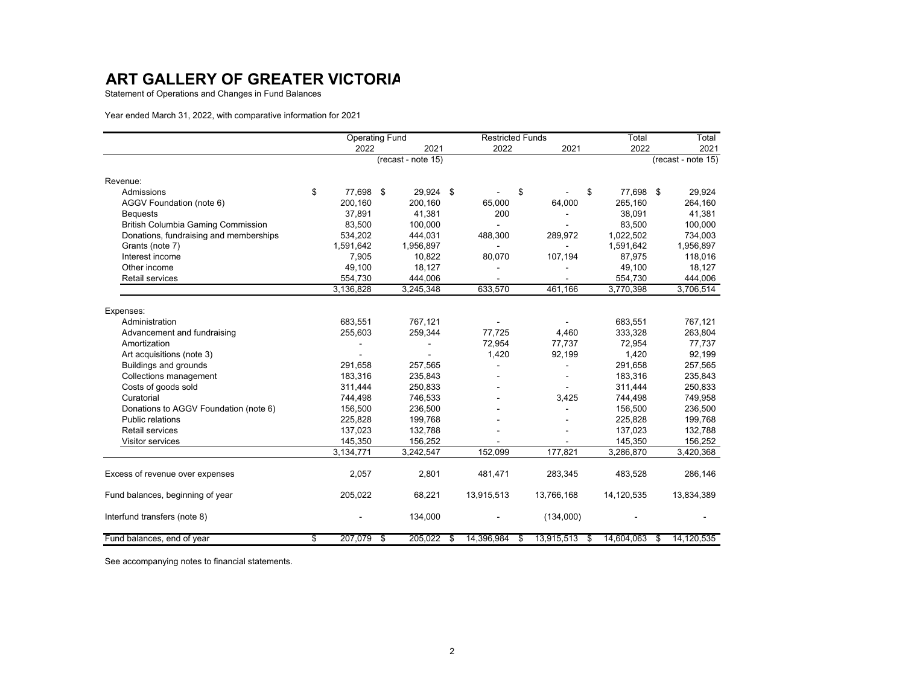# ART GALLERY OF GREATER VICTORIA

Statement of Operations and Changes in Fund Balances

Year ended March 31, 2022, with comparative information for 2021

| | Operating Fund | | Restricted Funds | | Total | Total |
|---|---|---|---|---|---|---|
| | 2022 | 2021 | 2022 | 2021 | 2022 | 2021 |
| | | (recast - note 15) | | | | (recast - note 15) |
| Revenue: | | | | | | |
| Admissions | $ 77,698 | $ 29,924 | $ - | $ - | $ 77,698 | $ 29,924 |
| AGGV Foundation (note 6) | 200,160 | 200,160 | 65,000 | 64,000 | 265,160 | 264,160 |
| Bequests | 37,891 | 41,381 | 200 | - | 38,091 | 41,381 |
| British Columbia Gaming Commission | 83,500 | 100,000 | - | - | 83,500 | 100,000 |
| Donations, fundraising and memberships | 534,202 | 444,031 | 488,300 | 289,972 | 1,022,502 | 734,003 |
| Grants (note 7) | 1,591,642 | 1,956,897 | - | - | 1,591,642 | 1,956,897 |
| Interest income | 7,905 | 10,822 | 80,070 | 107,194 | 87,975 | 118,016 |
| Other income | 49,100 | 18,127 | - | - | 49,100 | 18,127 |
| Retail services | 554,730 | 444,006 | - | - | 554,730 | 444,006 |
| | 3,136,828 | 3,245,348 | 633,570 | 461,166 | 3,770,398 | 3,706,514 |
| Expenses: | | | | | | |
| Administration | 683,551 | 767,121 | - | - | 683,551 | 767,121 |
| Advancement and fundraising | 255,603 | 259,344 | 77,725 | 4,460 | 333,328 | 263,804 |
| Amortization | - | - | 72,954 | 77,737 | 72,954 | 77,737 |
| Art acquisitions (note 3) | - | - | 1,420 | 92,199 | 1,420 | 92,199 |
| Buildings and grounds | 291,658 | 257,565 | - | - | 291,658 | 257,565 |
| Collections management | 183,316 | 235,843 | - | - | 183,316 | 235,843 |
| Costs of goods sold | 311,444 | 250,833 | - | - | 311,444 | 250,833 |
| Curatorial | 744,498 | 746,533 | - | 3,425 | 744,498 | 749,958 |
| Donations to AGGV Foundation (note 6) | 156,500 | 236,500 | - | - | 156,500 | 236,500 |
| Public relations | 225,828 | 199,768 | - | - | 225,828 | 199,768 |
| Retail services | 137,023 | 132,788 | - | - | 137,023 | 132,788 |
| Visitor services | 145,350 | 156,252 | - | - | 145,350 | 156,252 |
| | 3,134,771 | 3,242,547 | 152,099 | 177,821 | 3,286,870 | 3,420,368 |
| Excess of revenue over expenses | 2,057 | 2,801 | 481,471 | 283,345 | 483,528 | 286,146 |
| Fund balances, beginning of year | 205,022 | 68,221 | 13,915,513 | 13,766,168 | 14,120,535 | 13,834,389 |
| Interfund transfers (note 8) | - | 134,000 | - | (134,000) | - | - |
| Fund balances, end of year | $ 207,079 | $ 205,022 | $ 14,396,984 | $ 13,915,513 | $ 14,604,063 | $ 14,120,535 |

See accompanying notes to financial statements.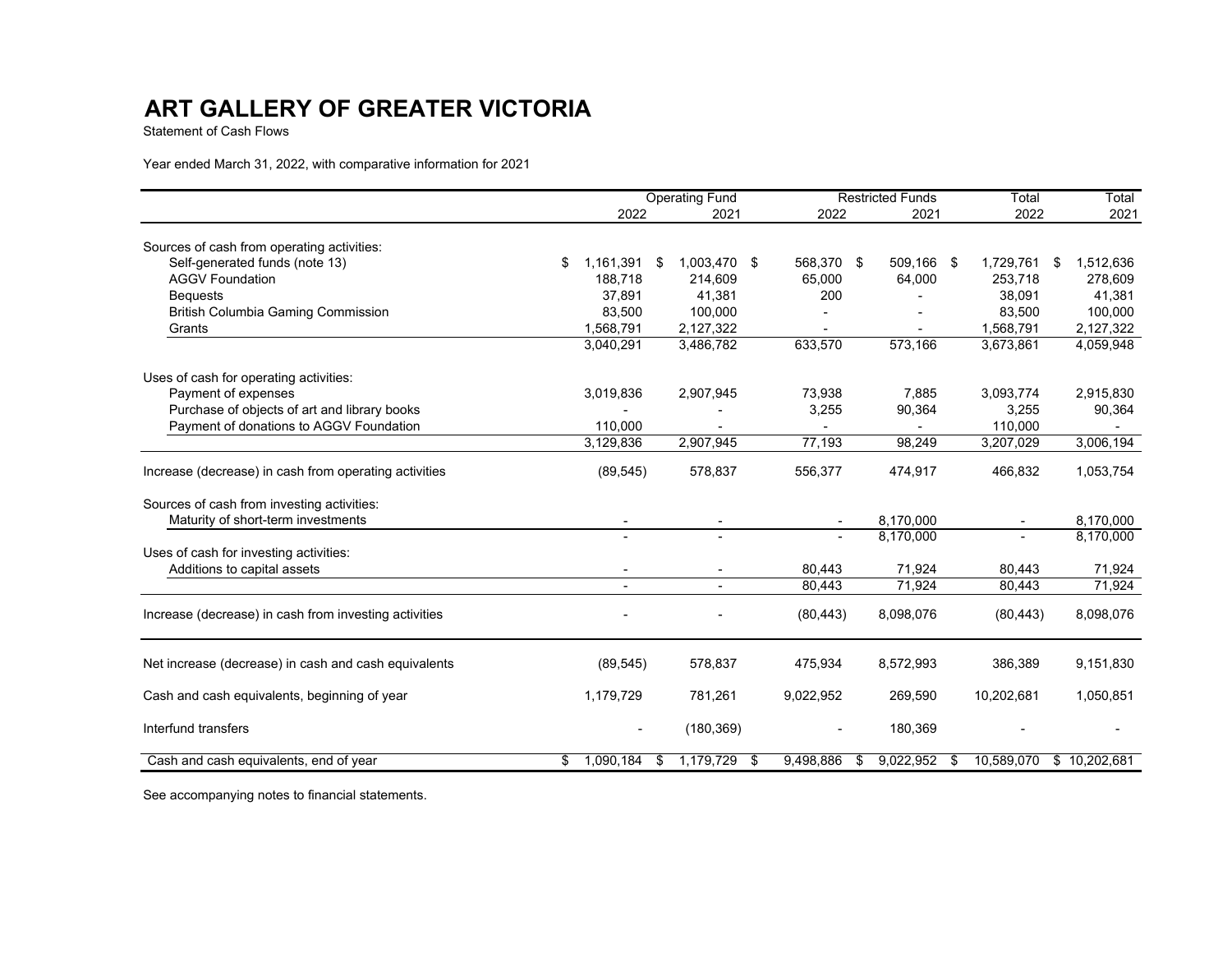# ART GALLERY OF GREATER VICTORIA

Statement of Cash Flows

Year ended March 31, 2022, with comparative information for 2021

| | Operating Fund | | Restricted Funds | | Total | Total |
|---|---|---|---|---|---|---|
| | 2022 | 2021 | 2022 | 2021 | 2022 | 2021 |
| Sources of cash from operating activities: | | | | | | |
| Self-generated funds (note 13) | $ 1,161,391 | $ 1,003,470 | $ 568,370 | $ 509,166 | $ 1,729,761 | $ 1,512,636 |
| AGGV Foundation | 188,718 | 214,609 | 65,000 | 64,000 | 253,718 | 278,609 |
| Bequests | 37,891 | 41,381 | 200 | - | 38,091 | 41,381 |
| British Columbia Gaming Commission | 83,500 | 100,000 | - | - | 83,500 | 100,000 |
| Grants | 1,568,791 | 2,127,322 | - | - | 1,568,791 | 2,127,322 |
| | 3,040,291 | 3,486,782 | 633,570 | 573,166 | 3,673,861 | 4,059,948 |
| Uses of cash for operating activities: | | | | | | |
| Payment of expenses | 3,019,836 | 2,907,945 | 73,938 | 7,885 | 3,093,774 | 2,915,830 |
| Purchase of objects of art and library books | - | - | 3,255 | 90,364 | 3,255 | 90,364 |
| Payment of donations to AGGV Foundation | 110,000 | - | - | - | 110,000 | - |
| | 3,129,836 | 2,907,945 | 77,193 | 98,249 | 3,207,029 | 3,006,194 |
| Increase (decrease) in cash from operating activities | (89,545) | 578,837 | 556,377 | 474,917 | 466,832 | 1,053,754 |
| Sources of cash from investing activities: | | | | | | |
| Maturity of short-term investments | - | - | - | 8,170,000 | - | 8,170,000 |
| | - | - | - | 8,170,000 | - | 8,170,000 |
| Uses of cash for investing activities: | | | | | | |
| Additions to capital assets | - | - | 80,443 | 71,924 | 80,443 | 71,924 |
| | - | - | 80,443 | 71,924 | 80,443 | 71,924 |
| Increase (decrease) in cash from investing activities | - | - | (80,443) | 8,098,076 | (80,443) | 8,098,076 |
| Net increase (decrease) in cash and cash equivalents | (89,545) | 578,837 | 475,934 | 8,572,993 | 386,389 | 9,151,830 |
| Cash and cash equivalents, beginning of year | 1,179,729 | 781,261 | 9,022,952 | 269,590 | 10,202,681 | 1,050,851 |
| Interfund transfers | - | (180,369) | - | 180,369 | - | - |
| Cash and cash equivalents, end of year | $ 1,090,184 | $ 1,179,729 | $ 9,498,886 | $ 9,022,952 | $ 10,589,070 | $ 10,202,681 |

See accompanying notes to financial statements.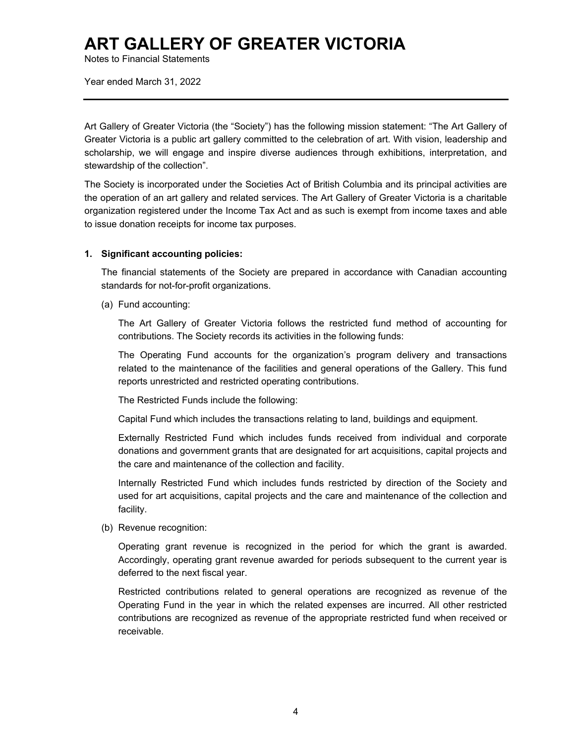# ART GALLERY OF GREATER VICTORIA

Notes to Financial Statements

Year ended March 31, 2022

---

Art Gallery of Greater Victoria (the "Society") has the following mission statement: "The Art Gallery of Greater Victoria is a public art gallery committed to the celebration of art. With vision, leadership and scholarship, we will engage and inspire diverse audiences through exhibitions, interpretation, and stewardship of the collection".

The Society is incorporated under the Societies Act of British Columbia and its principal activities are the operation of an art gallery and related services. The Art Gallery of Greater Victoria is a charitable organization registered under the Income Tax Act and as such is exempt from income taxes and able to issue donation receipts for income tax purposes.

**1. Significant accounting policies:**

The financial statements of the Society are prepared in accordance with Canadian accounting standards for not-for-profit organizations.

(a) Fund accounting:

The Art Gallery of Greater Victoria follows the restricted fund method of accounting for contributions. The Society records its activities in the following funds:

The Operating Fund accounts for the organization's program delivery and transactions related to the maintenance of the facilities and general operations of the Gallery. This fund reports unrestricted and restricted operating contributions.

The Restricted Funds include the following:

Capital Fund which includes the transactions relating to land, buildings and equipment.

Externally Restricted Fund which includes funds received from individual and corporate donations and government grants that are designated for art acquisitions, capital projects and the care and maintenance of the collection and facility.

Internally Restricted Fund which includes funds restricted by direction of the Society and used for art acquisitions, capital projects and the care and maintenance of the collection and facility.

(b) Revenue recognition:

Operating grant revenue is recognized in the period for which the grant is awarded. Accordingly, operating grant revenue awarded for periods subsequent to the current year is deferred to the next fiscal year.

Restricted contributions related to general operations are recognized as revenue of the Operating Fund in the year in which the related expenses are incurred. All other restricted contributions are recognized as revenue of the appropriate restricted fund when received or receivable.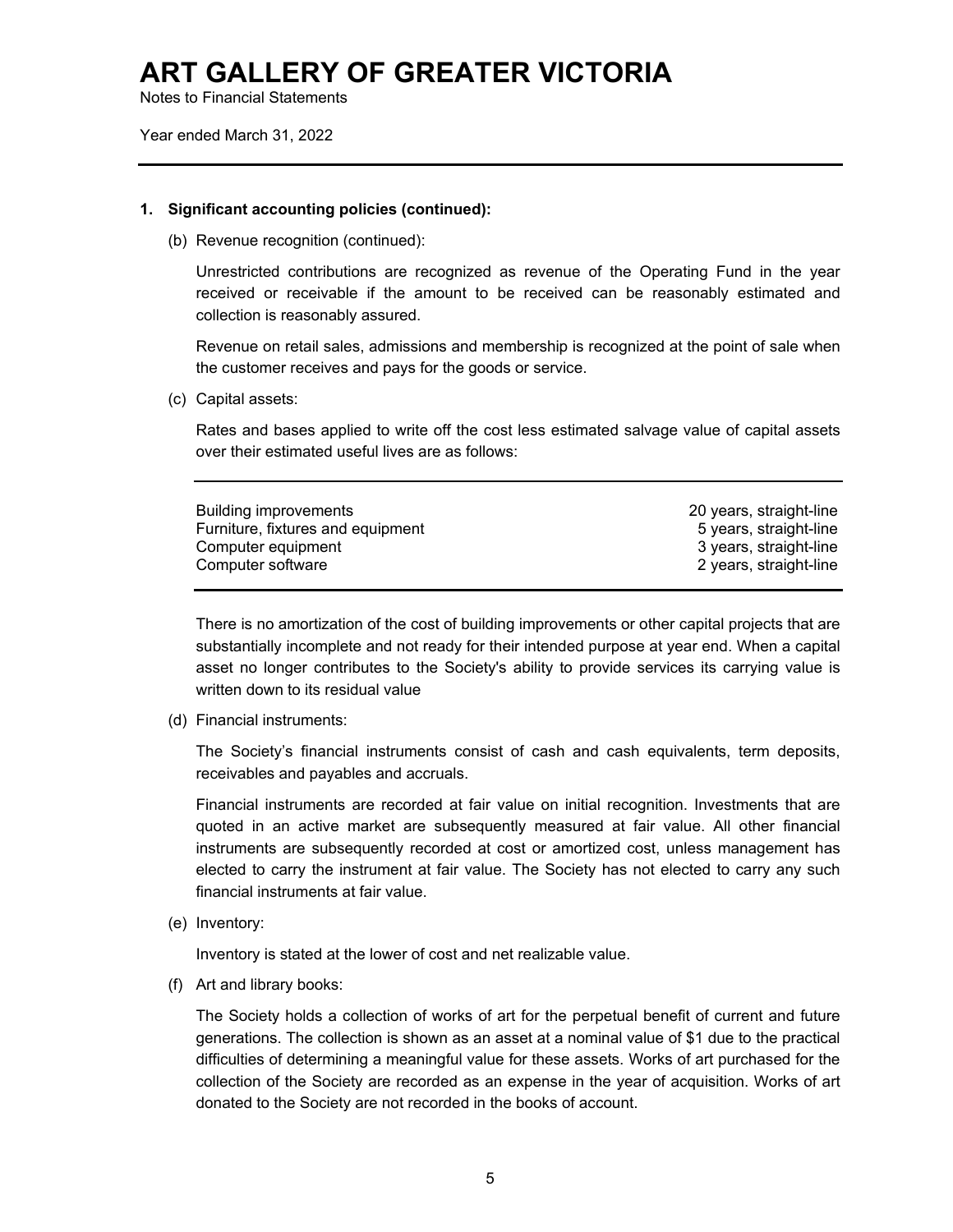# ART GALLERY OF GREATER VICTORIA

Notes to Financial Statements

Year ended March 31, 2022

**1. Significant accounting policies (continued):**

(b) Revenue recognition (continued):

Unrestricted contributions are recognized as revenue of the Operating Fund in the year received or receivable if the amount to be received can be reasonably estimated and collection is reasonably assured.

Revenue on retail sales, admissions and membership is recognized at the point of sale when the customer receives and pays for the goods or service.

(c) Capital assets:

Rates and bases applied to write off the cost less estimated salvage value of capital assets over their estimated useful lives are as follows:

| | |
|---|---|
| Building improvements | 20 years, straight-line |
| Furniture, fixtures and equipment | 5 years, straight-line |
| Computer equipment | 3 years, straight-line |
| Computer software | 2 years, straight-line |

There is no amortization of the cost of building improvements or other capital projects that are substantially incomplete and not ready for their intended purpose at year end. When a capital asset no longer contributes to the Society's ability to provide services its carrying value is written down to its residual value

(d) Financial instruments:

The Society's financial instruments consist of cash and cash equivalents, term deposits, receivables and payables and accruals.

Financial instruments are recorded at fair value on initial recognition. Investments that are quoted in an active market are subsequently measured at fair value. All other financial instruments are subsequently recorded at cost or amortized cost, unless management has elected to carry the instrument at fair value. The Society has not elected to carry any such financial instruments at fair value.

(e) Inventory:

Inventory is stated at the lower of cost and net realizable value.

(f) Art and library books:

The Society holds a collection of works of art for the perpetual benefit of current and future generations. The collection is shown as an asset at a nominal value of $1 due to the practical difficulties of determining a meaningful value for these assets. Works of art purchased for the collection of the Society are recorded as an expense in the year of acquisition. Works of art donated to the Society are not recorded in the books of account.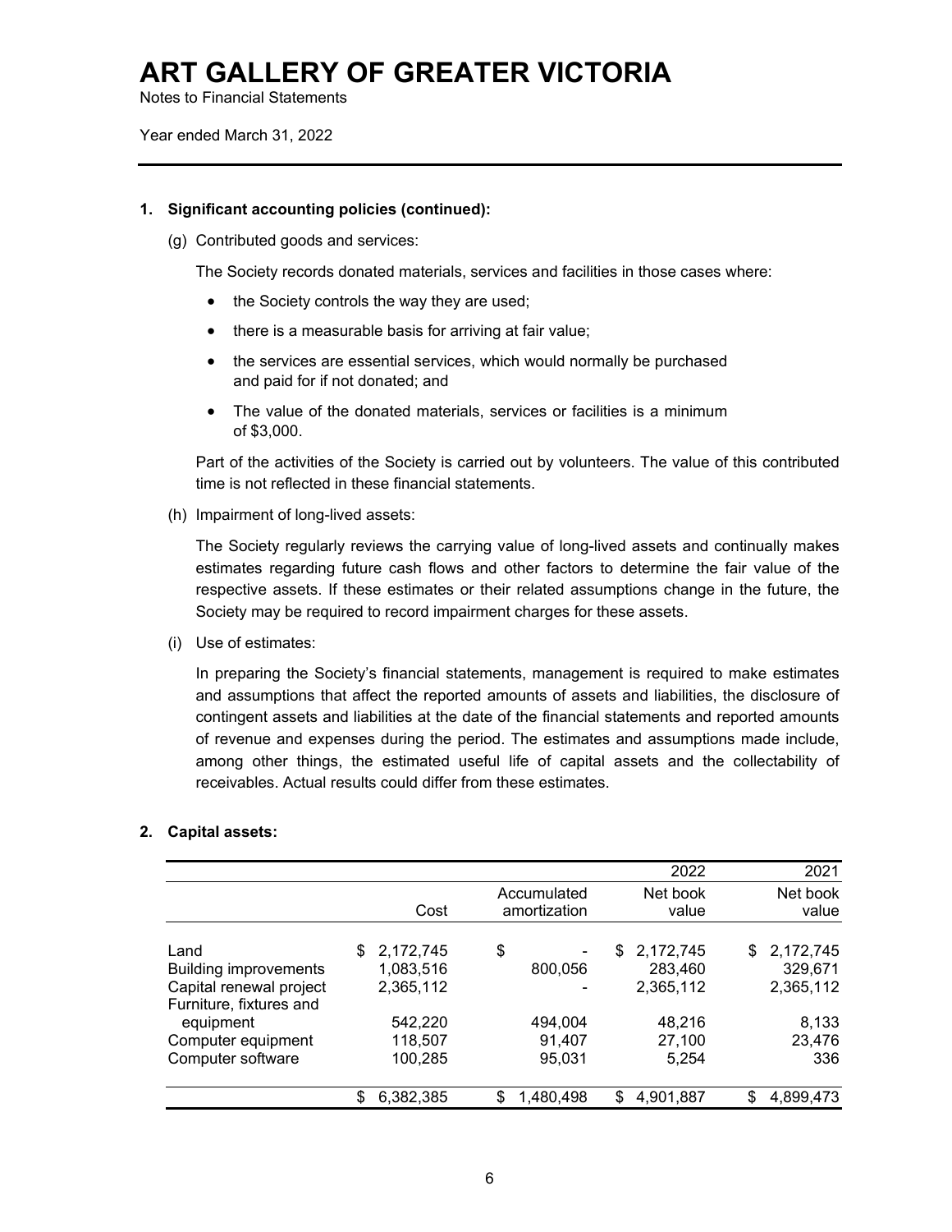# ART GALLERY OF GREATER VICTORIA

Notes to Financial Statements

Year ended March 31, 2022

---

**1. Significant accounting policies (continued):**

(g) Contributed goods and services:

The Society records donated materials, services and facilities in those cases where:

- the Society controls the way they are used;
- there is a measurable basis for arriving at fair value;
- the services are essential services, which would normally be purchased and paid for if not donated; and
- The value of the donated materials, services or facilities is a minimum of $3,000.

Part of the activities of the Society is carried out by volunteers. The value of this contributed time is not reflected in these financial statements.

(h) Impairment of long-lived assets:

The Society regularly reviews the carrying value of long-lived assets and continually makes estimates regarding future cash flows and other factors to determine the fair value of the respective assets. If these estimates or their related assumptions change in the future, the Society may be required to record impairment charges for these assets.

(i) Use of estimates:

In preparing the Society's financial statements, management is required to make estimates and assumptions that affect the reported amounts of assets and liabilities, the disclosure of contingent assets and liabilities at the date of the financial statements and reported amounts of revenue and expenses during the period. The estimates and assumptions made include, among other things, the estimated useful life of capital assets and the collectability of receivables. Actual results could differ from these estimates.

**2. Capital assets:**

| | | | 2022 | 2021 |
|---|---|---|---|---|
| | Cost | Accumulated amortization | Net book value | Net book value |
| Land | $ 2,172,745 | $ - | $ 2,172,745 | $ 2,172,745 |
| Building improvements | 1,083,516 | 800,056 | 283,460 | 329,671 |
| Capital renewal project | 2,365,112 | - | 2,365,112 | 2,365,112 |
| Furniture, fixtures and equipment | 542,220 | 494,004 | 48,216 | 8,133 |
| Computer equipment | 118,507 | 91,407 | 27,100 | 23,476 |
| Computer software | 100,285 | 95,031 | 5,254 | 336 |
| | $ 6,382,385 | $ 1,480,498 | $ 4,901,887 | $ 4,899,473 |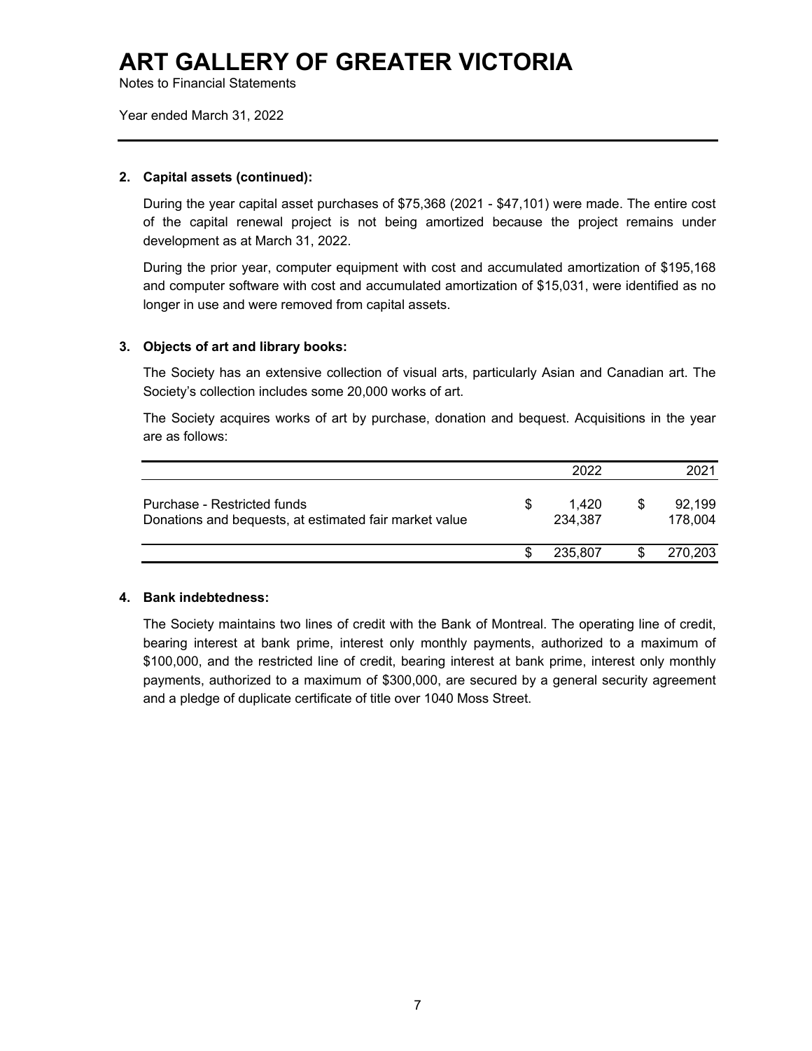# ART GALLERY OF GREATER VICTORIA

Notes to Financial Statements

Year ended March 31, 2022

**2. Capital assets (continued):**

During the year capital asset purchases of $75,368 (2021 - $47,101) were made. The entire cost of the capital renewal project is not being amortized because the project remains under development as at March 31, 2022.

During the prior year, computer equipment with cost and accumulated amortization of $195,168 and computer software with cost and accumulated amortization of $15,031, were identified as no longer in use and were removed from capital assets.

**3. Objects of art and library books:**

The Society has an extensive collection of visual arts, particularly Asian and Canadian art. The Society's collection includes some 20,000 works of art.

The Society acquires works of art by purchase, donation and bequest. Acquisitions in the year are as follows:

| | 2022 | 2021 |
|---|---|---|
| Purchase - Restricted funds | $ 1,420 | $ 92,199 |
| Donations and bequests, at estimated fair market value | 234,387 | 178,004 |
| | $ 235,807 | $ 270,203 |

**4. Bank indebtedness:**

The Society maintains two lines of credit with the Bank of Montreal. The operating line of credit, bearing interest at bank prime, interest only monthly payments, authorized to a maximum of $100,000, and the restricted line of credit, bearing interest at bank prime, interest only monthly payments, authorized to a maximum of $300,000, are secured by a general security agreement and a pledge of duplicate certificate of title over 1040 Moss Street.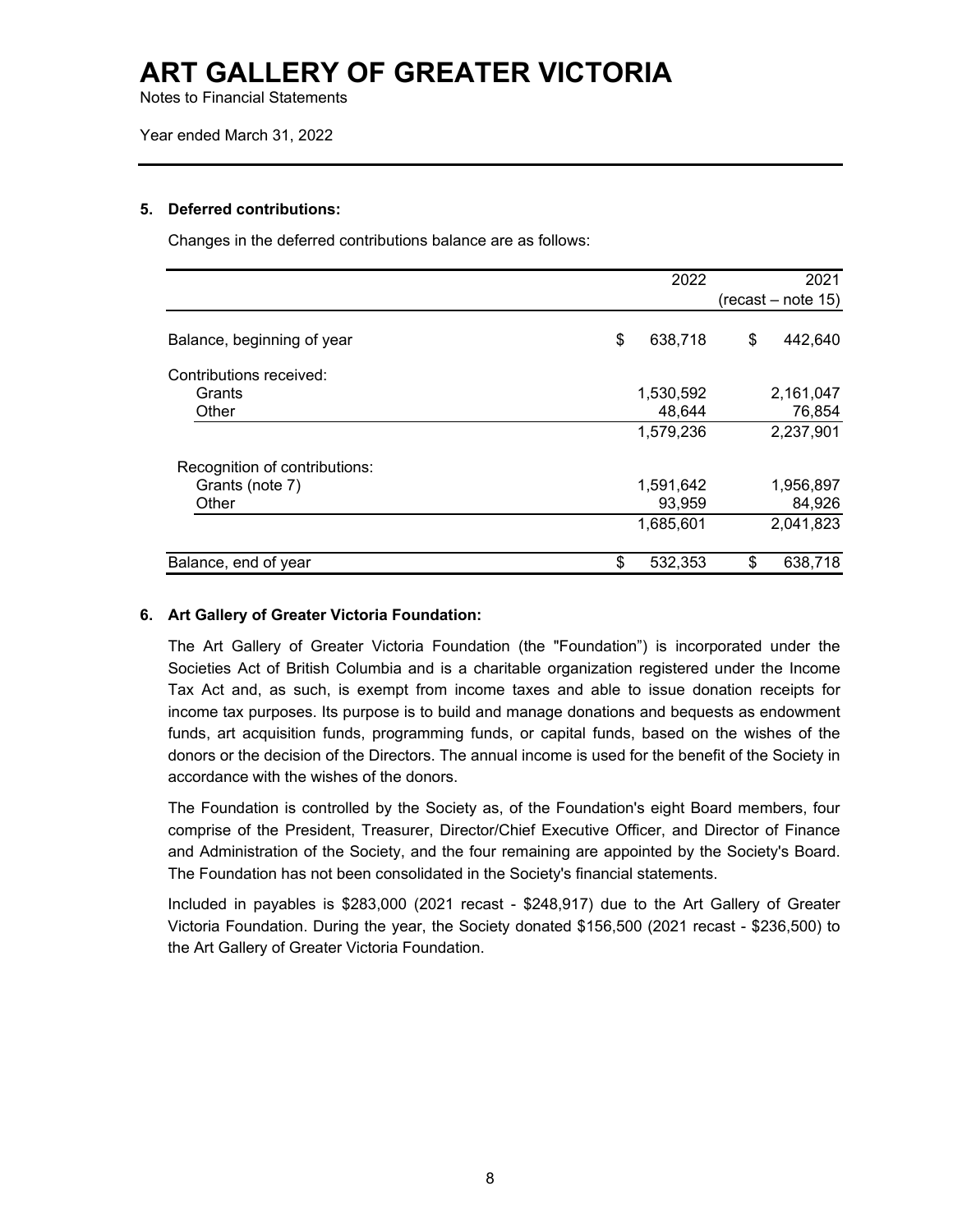# ART GALLERY OF GREATER VICTORIA

Notes to Financial Statements

Year ended March 31, 2022

## 5. Deferred contributions:

Changes in the deferred contributions balance are as follows:

| | 2022 | 2021 (recast – note 15) |
|---|---|---|
| Balance, beginning of year | $ 638,718 | $ 442,640 |
| Contributions received: | | |
| Grants | 1,530,592 | 2,161,047 |
| Other | 48,644 | 76,854 |
| | 1,579,236 | 2,237,901 |
| Recognition of contributions: | | |
| Grants (note 7) | 1,591,642 | 1,956,897 |
| Other | 93,959 | 84,926 |
| | 1,685,601 | 2,041,823 |
| Balance, end of year | $ 532,353 | $ 638,718 |

## 6. Art Gallery of Greater Victoria Foundation:

The Art Gallery of Greater Victoria Foundation (the "Foundation") is incorporated under the Societies Act of British Columbia and is a charitable organization registered under the Income Tax Act and, as such, is exempt from income taxes and able to issue donation receipts for income tax purposes. Its purpose is to build and manage donations and bequests as endowment funds, art acquisition funds, programming funds, or capital funds, based on the wishes of the donors or the decision of the Directors. The annual income is used for the benefit of the Society in accordance with the wishes of the donors.

The Foundation is controlled by the Society as, of the Foundation's eight Board members, four comprise of the President, Treasurer, Director/Chief Executive Officer, and Director of Finance and Administration of the Society, and the four remaining are appointed by the Society's Board. The Foundation has not been consolidated in the Society's financial statements.

Included in payables is $283,000 (2021 recast - $248,917) due to the Art Gallery of Greater Victoria Foundation. During the year, the Society donated $156,500 (2021 recast - $236,500) to the Art Gallery of Greater Victoria Foundation.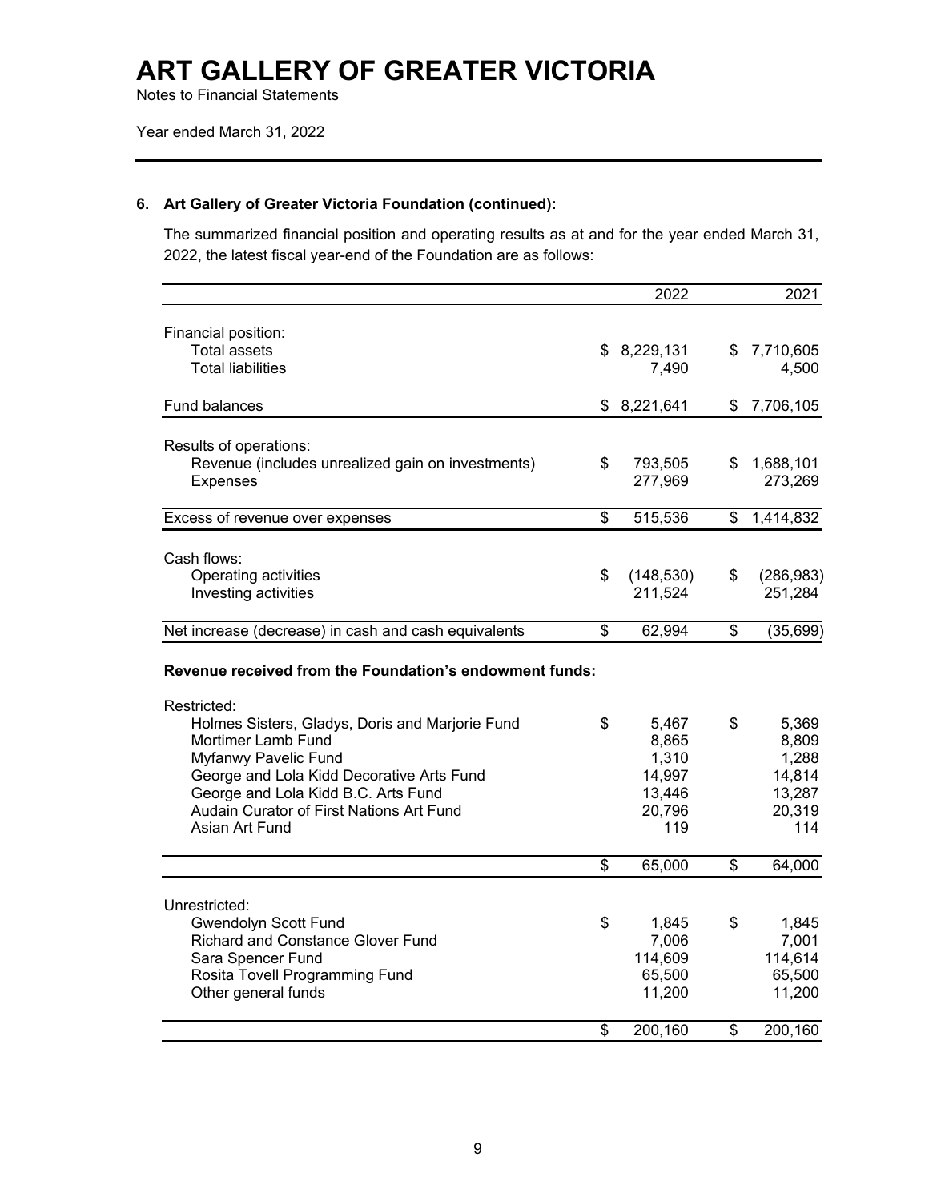# ART GALLERY OF GREATER VICTORIA

Notes to Financial Statements

Year ended March 31, 2022

---

**6. Art Gallery of Greater Victoria Foundation (continued):**

The summarized financial position and operating results as at and for the year ended March 31, 2022, the latest fiscal year-end of the Foundation are as follows:

| | 2022 | 2021 |
|---|---:|---:|
| Financial position: | | |
| Total assets | $ 8,229,131 | $ 7,710,605 |
| Total liabilities | 7,490 | 4,500 |
| Fund balances | $ 8,221,641 | $ 7,706,105 |
| Results of operations: | | |
| Revenue (includes unrealized gain on investments) | $ 793,505 | $ 1,688,101 |
| Expenses | 277,969 | 273,269 |
| Excess of revenue over expenses | $ 515,536 | $ 1,414,832 |
| Cash flows: | | |
| Operating activities | $ (148,530) | $ (286,983) |
| Investing activities | 211,524 | 251,284 |
| Net increase (decrease) in cash and cash equivalents | $ 62,994 | $ (35,699) |

**Revenue received from the Foundation's endowment funds:**

| | 2022 | 2021 |
|---|---:|---:|
| Restricted: | | |
| Holmes Sisters, Gladys, Doris and Marjorie Fund | $ 5,467 | $ 5,369 |
| Mortimer Lamb Fund | 8,865 | 8,809 |
| Myfanwy Pavelic Fund | 1,310 | 1,288 |
| George and Lola Kidd Decorative Arts Fund | 14,997 | 14,814 |
| George and Lola Kidd B.C. Arts Fund | 13,446 | 13,287 |
| Audain Curator of First Nations Art Fund | 20,796 | 20,319 |
| Asian Art Fund | 119 | 114 |
| | $ 65,000 | $ 64,000 |
| Unrestricted: | | |
| Gwendolyn Scott Fund | $ 1,845 | $ 1,845 |
| Richard and Constance Glover Fund | 7,006 | 7,001 |
| Sara Spencer Fund | 114,609 | 114,614 |
| Rosita Tovell Programming Fund | 65,500 | 65,500 |
| Other general funds | 11,200 | 11,200 |
| | $ 200,160 | $ 200,160 |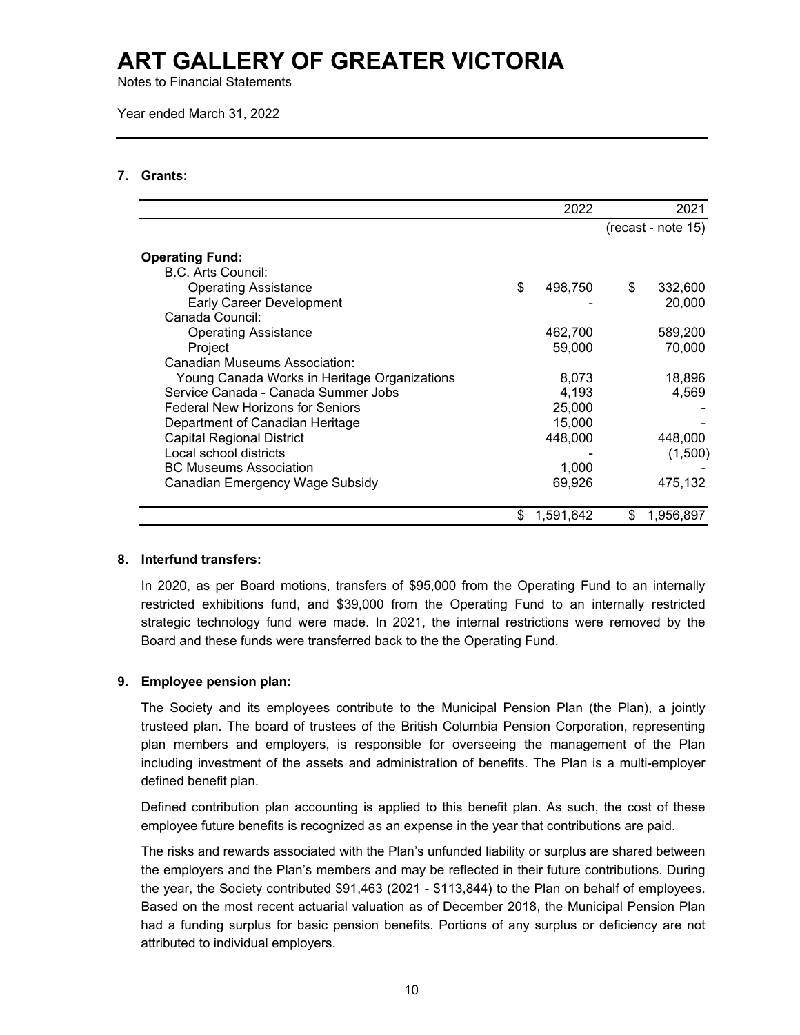# ART GALLERY OF GREATER VICTORIA

Notes to Financial Statements

Year ended March 31, 2022

## 7. Grants:

| | 2022 | 2021 |
|---|---|---|
| | | (recast - note 15) |
| **Operating Fund:** | | |
| B.C. Arts Council: | | |
| Operating Assistance | $ 498,750 | $ 332,600 |
| Early Career Development | - | 20,000 |
| Canada Council: | | |
| Operating Assistance | 462,700 | 589,200 |
| Project | 59,000 | 70,000 |
| Canadian Museums Association: | | |
| Young Canada Works in Heritage Organizations | 8,073 | 18,896 |
| Service Canada - Canada Summer Jobs | 4,193 | 4,569 |
| Federal New Horizons for Seniors | 25,000 | - |
| Department of Canadian Heritage | 15,000 | - |
| Capital Regional District | 448,000 | 448,000 |
| Local school districts | - | (1,500) |
| BC Museums Association | 1,000 | - |
| Canadian Emergency Wage Subsidy | 69,926 | 475,132 |
| | $ 1,591,642 | $ 1,956,897 |

## 8. Interfund transfers:

In 2020, as per Board motions, transfers of $95,000 from the Operating Fund to an internally restricted exhibitions fund, and $39,000 from the Operating Fund to an internally restricted strategic technology fund were made. In 2021, the internal restrictions were removed by the Board and these funds were transferred back to the the Operating Fund.

## 9. Employee pension plan:

The Society and its employees contribute to the Municipal Pension Plan (the Plan), a jointly trusteed plan. The board of trustees of the British Columbia Pension Corporation, representing plan members and employers, is responsible for overseeing the management of the Plan including investment of the assets and administration of benefits. The Plan is a multi-employer defined benefit plan.

Defined contribution plan accounting is applied to this benefit plan. As such, the cost of these employee future benefits is recognized as an expense in the year that contributions are paid.

The risks and rewards associated with the Plan's unfunded liability or surplus are shared between the employers and the Plan's members and may be reflected in their future contributions. During the year, the Society contributed $91,463 (2021 - $113,844) to the Plan on behalf of employees. Based on the most recent actuarial valuation as of December 2018, the Municipal Pension Plan had a funding surplus for basic pension benefits. Portions of any surplus or deficiency are not attributed to individual employers.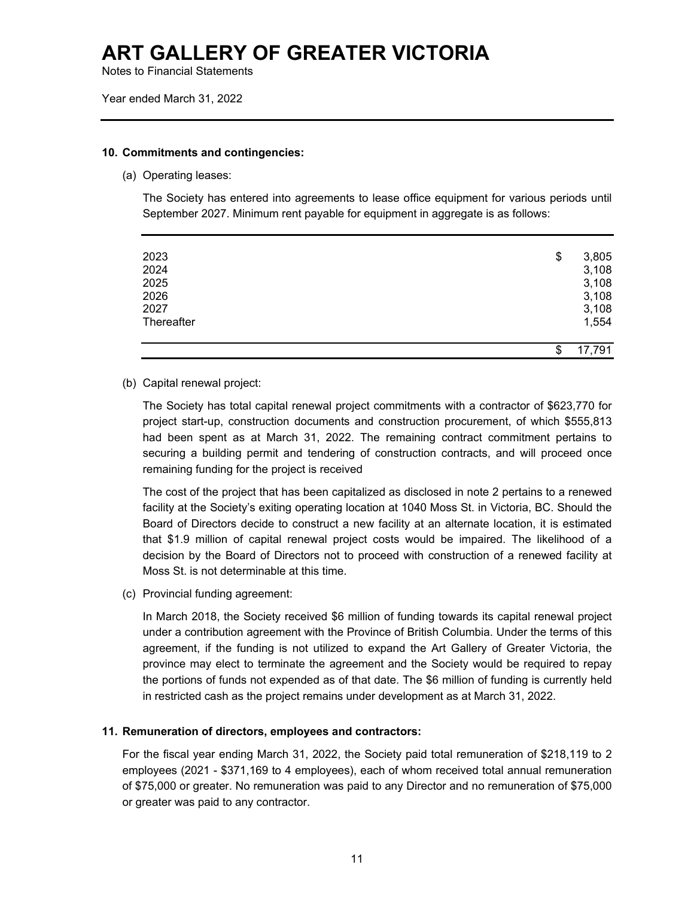# ART GALLERY OF GREATER VICTORIA

Notes to Financial Statements

Year ended March 31, 2022

**10. Commitments and contingencies:**

(a) Operating leases:

The Society has entered into agreements to lease office equipment for various periods until September 2027. Minimum rent payable for equipment in aggregate is as follows:

| | |
|---|---|
| 2023 | $ 3,805 |
| 2024 | 3,108 |
| 2025 | 3,108 |
| 2026 | 3,108 |
| 2027 | 3,108 |
| Thereafter | 1,554 |
| | $ 17,791 |

(b) Capital renewal project:

The Society has total capital renewal project commitments with a contractor of $623,770 for project start-up, construction documents and construction procurement, of which $555,813 had been spent as at March 31, 2022. The remaining contract commitment pertains to securing a building permit and tendering of construction contracts, and will proceed once remaining funding for the project is received

The cost of the project that has been capitalized as disclosed in note 2 pertains to a renewed facility at the Society's exiting operating location at 1040 Moss St. in Victoria, BC. Should the Board of Directors decide to construct a new facility at an alternate location, it is estimated that $1.9 million of capital renewal project costs would be impaired. The likelihood of a decision by the Board of Directors not to proceed with construction of a renewed facility at Moss St. is not determinable at this time.

(c) Provincial funding agreement:

In March 2018, the Society received $6 million of funding towards its capital renewal project under a contribution agreement with the Province of British Columbia. Under the terms of this agreement, if the funding is not utilized to expand the Art Gallery of Greater Victoria, the province may elect to terminate the agreement and the Society would be required to repay the portions of funds not expended as of that date. The $6 million of funding is currently held in restricted cash as the project remains under development as at March 31, 2022.

**11. Remuneration of directors, employees and contractors:**

For the fiscal year ending March 31, 2022, the Society paid total remuneration of $218,119 to 2 employees (2021 - $371,169 to 4 employees), each of whom received total annual remuneration of $75,000 or greater. No remuneration was paid to any Director and no remuneration of $75,000 or greater was paid to any contractor.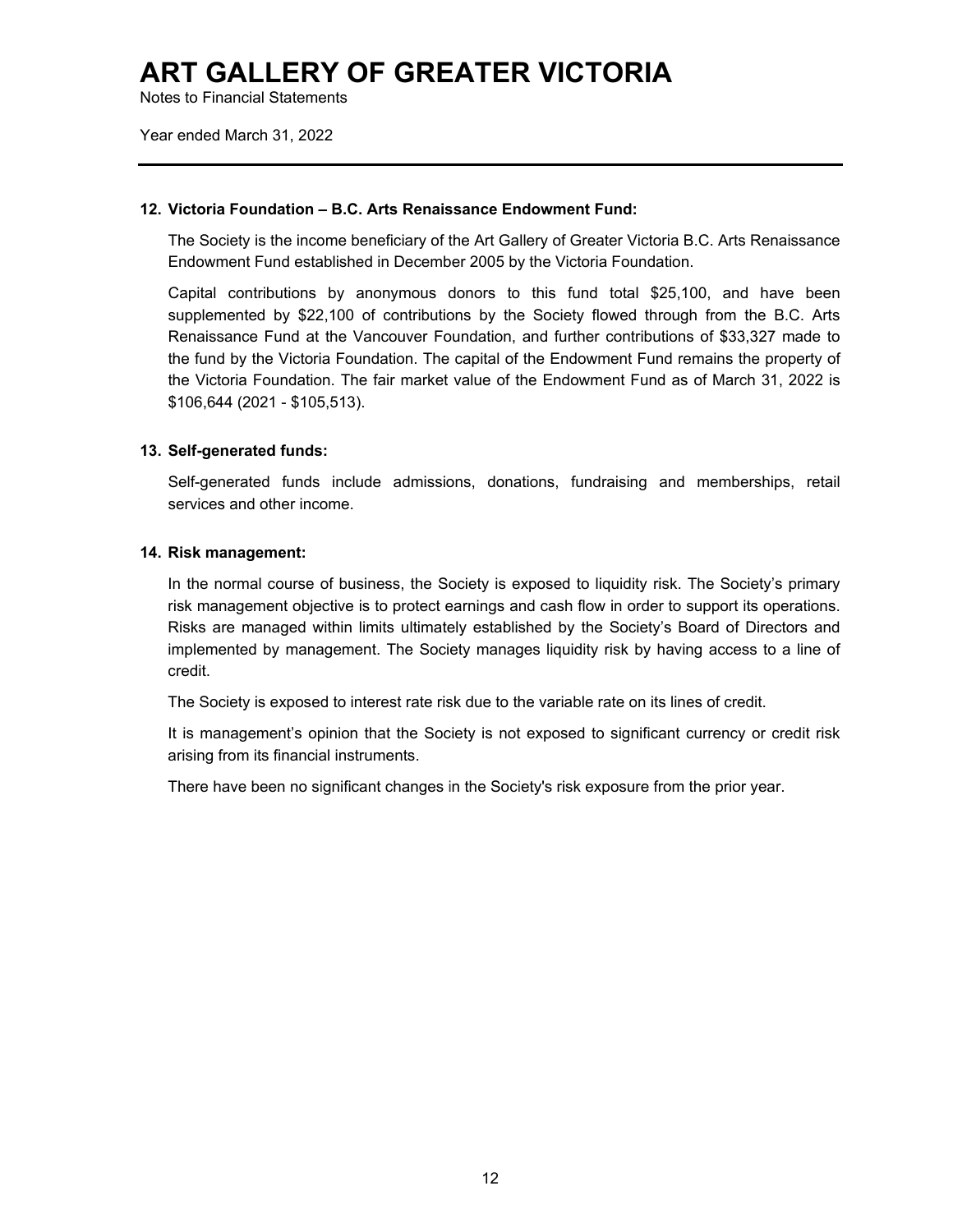# ART GALLERY OF GREATER VICTORIA

Notes to Financial Statements

Year ended March 31, 2022

---

**12. Victoria Foundation – B.C. Arts Renaissance Endowment Fund:**

The Society is the income beneficiary of the Art Gallery of Greater Victoria B.C. Arts Renaissance Endowment Fund established in December 2005 by the Victoria Foundation.

Capital contributions by anonymous donors to this fund total $25,100, and have been supplemented by $22,100 of contributions by the Society flowed through from the B.C. Arts Renaissance Fund at the Vancouver Foundation, and further contributions of $33,327 made to the fund by the Victoria Foundation. The capital of the Endowment Fund remains the property of the Victoria Foundation. The fair market value of the Endowment Fund as of March 31, 2022 is $106,644 (2021 - $105,513).

**13. Self-generated funds:**

Self-generated funds include admissions, donations, fundraising and memberships, retail services and other income.

**14. Risk management:**

In the normal course of business, the Society is exposed to liquidity risk. The Society's primary risk management objective is to protect earnings and cash flow in order to support its operations. Risks are managed within limits ultimately established by the Society's Board of Directors and implemented by management. The Society manages liquidity risk by having access to a line of credit.

The Society is exposed to interest rate risk due to the variable rate on its lines of credit.

It is management's opinion that the Society is not exposed to significant currency or credit risk arising from its financial instruments.

There have been no significant changes in the Society's risk exposure from the prior year.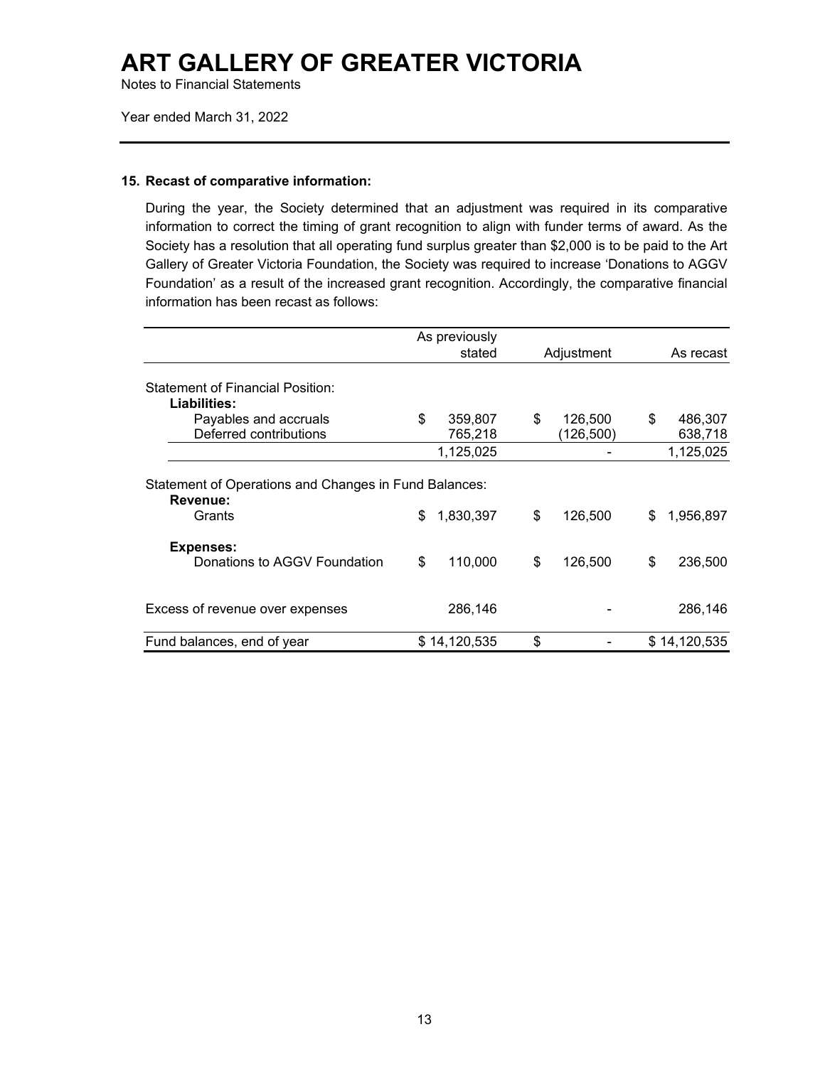# ART GALLERY OF GREATER VICTORIA

Notes to Financial Statements

Year ended March 31, 2022

**15. Recast of comparative information:**

During the year, the Society determined that an adjustment was required in its comparative information to correct the timing of grant recognition to align with funder terms of award. As the Society has a resolution that all operating fund surplus greater than $2,000 is to be paid to the Art Gallery of Greater Victoria Foundation, the Society was required to increase 'Donations to AGGV Foundation' as a result of the increased grant recognition. Accordingly, the comparative financial information has been recast as follows:

| | As previously stated | Adjustment | As recast |
|---|---|---|---|
| Statement of Financial Position: | | | |
| **Liabilities:** | | | |
| Payables and accruals | $ 359,807 | $ 126,500 | $ 486,307 |
| Deferred contributions | 765,218 | (126,500) | 638,718 |
| | 1,125,025 | - | 1,125,025 |
| Statement of Operations and Changes in Fund Balances: | | | |
| **Revenue:** | | | |
| Grants | $ 1,830,397 | $ 126,500 | $ 1,956,897 |
| **Expenses:** | | | |
| Donations to AGGV Foundation | $ 110,000 | $ 126,500 | $ 236,500 |
| Excess of revenue over expenses | 286,146 | - | 286,146 |
| Fund balances, end of year | $ 14,120,535 | $ - | $ 14,120,535 |